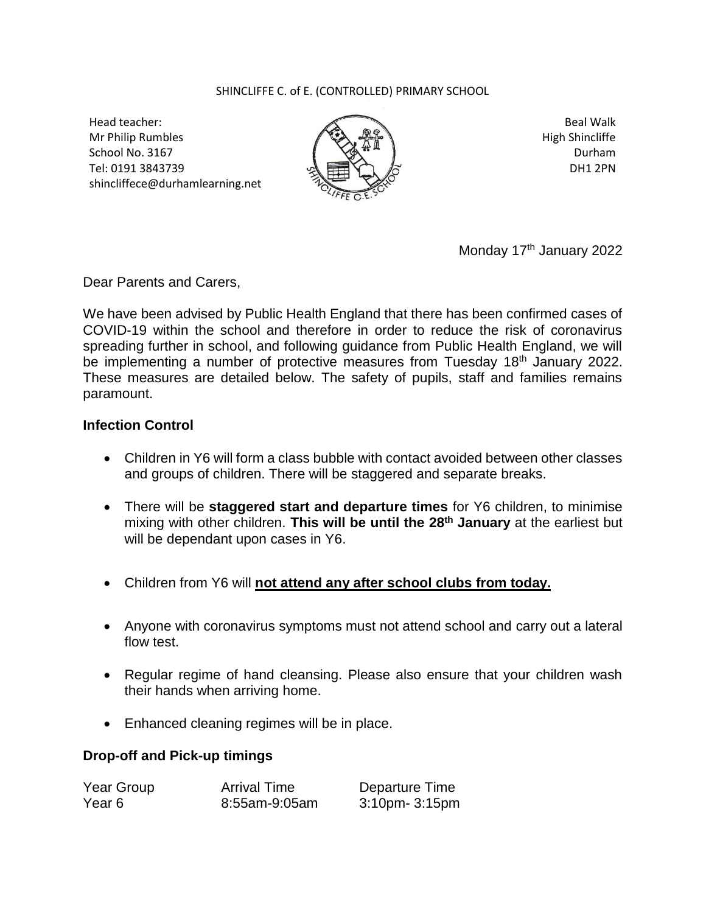SHINCLIFFE C. of E. (CONTROLLED) PRIMARY SCHOOL

Head teacher:
Mr Philip Rumbles
School No. 3167
Tel: 0191 3843739
shincliffece@durhamlearning.net

Beal Walk
High Shincliffe
Durham
DH1 2PN

Monday 17th January 2022

Dear Parents and Carers,

We have been advised by Public Health England that there has been confirmed cases of COVID-19 within the school and therefore in order to reduce the risk of coronavirus spreading further in school, and following guidance from Public Health England, we will be implementing a number of protective measures from Tuesday 18th January 2022. These measures are detailed below. The safety of pupils, staff and families remains paramount.

**Infection Control**

- Children in Y6 will form a class bubble with contact avoided between other classes and groups of children. There will be staggered and separate breaks.
- There will be **staggered start and departure times** for Y6 children, to minimise mixing with other children. **This will be until the 28th January** at the earliest but will be dependant upon cases in Y6.
- Children from Y6 will **<u>not attend any after school clubs from today.</u>**
- Anyone with coronavirus symptoms must not attend school and carry out a lateral flow test.
- Regular regime of hand cleansing. Please also ensure that your children wash their hands when arriving home.
- Enhanced cleaning regimes will be in place.

**Drop-off and Pick-up timings**

| Year Group | Arrival Time | Departure Time |
|---|---|---|
| Year 6 | 8:55am-9:05am | 3:10pm- 3:15pm |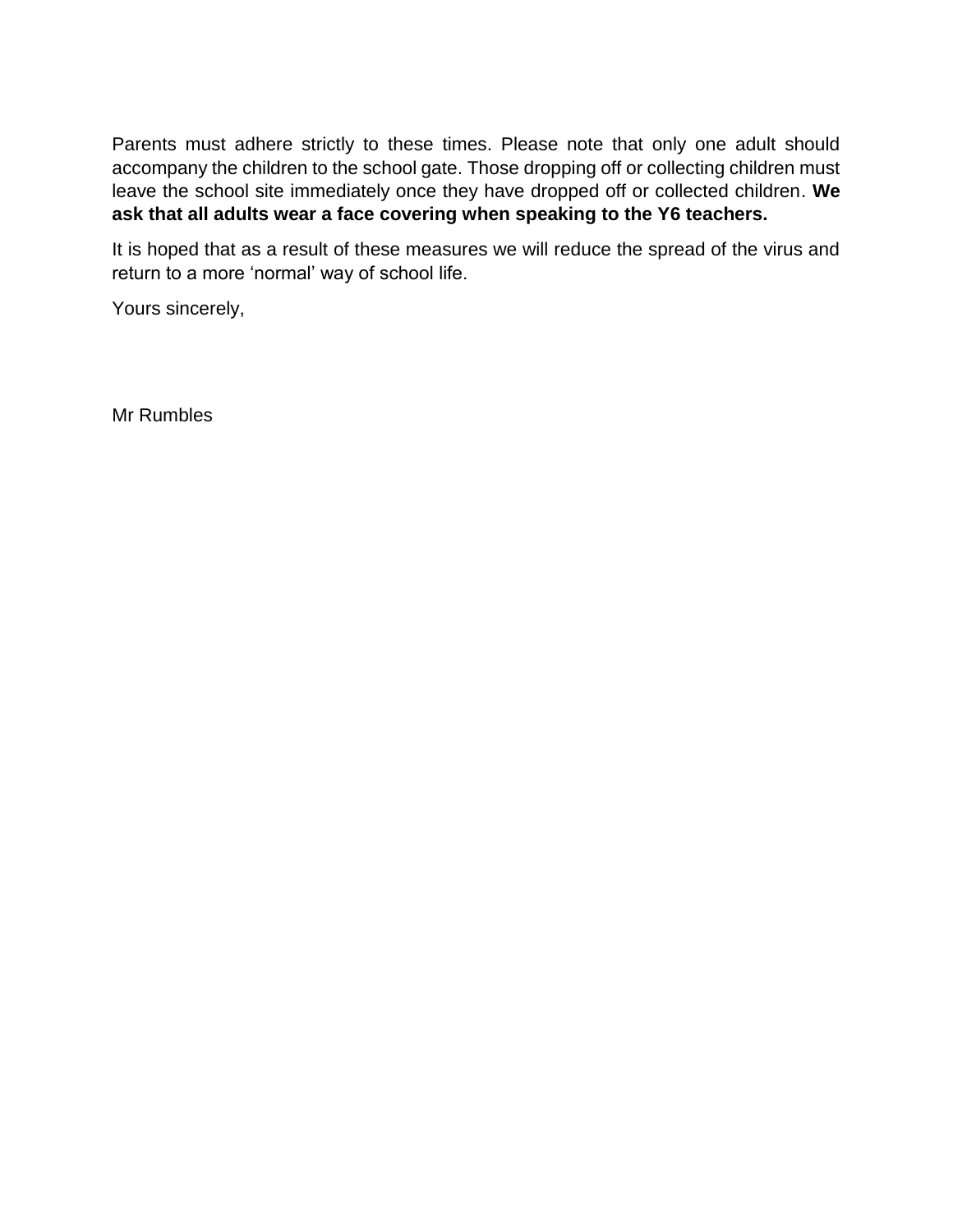Parents must adhere strictly to these times. Please note that only one adult should accompany the children to the school gate. Those dropping off or collecting children must leave the school site immediately once they have dropped off or collected children. **We ask that all adults wear a face covering when speaking to the Y6 teachers.**

It is hoped that as a result of these measures we will reduce the spread of the virus and return to a more 'normal' way of school life.

Yours sincerely,

Mr Rumbles